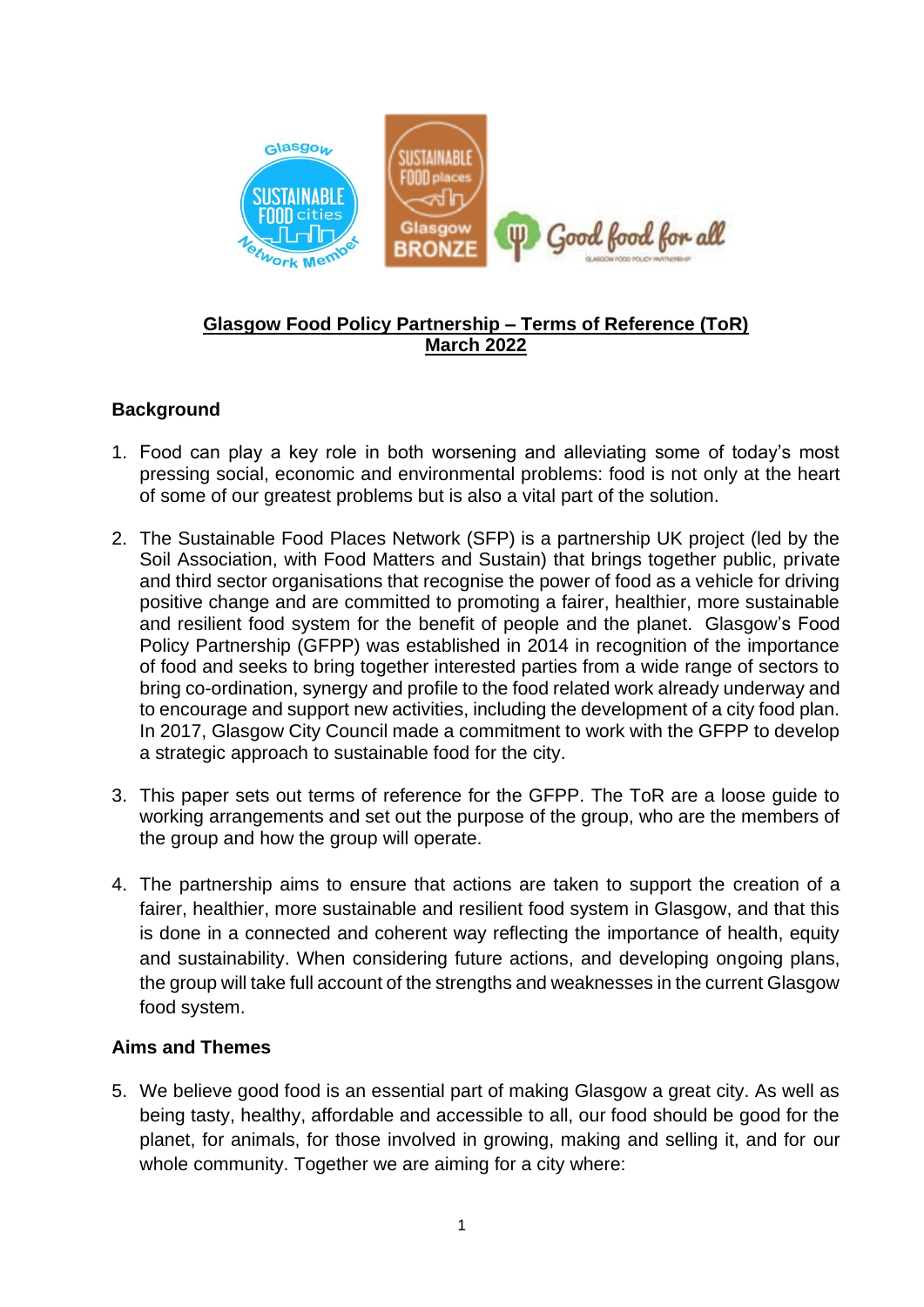# Glasgow Food Policy Partnership – Terms of Reference (ToR)
# March 2022

## Background

1. Food can play a key role in both worsening and alleviating some of today's most pressing social, economic and environmental problems: food is not only at the heart of some of our greatest problems but is also a vital part of the solution.

2. The Sustainable Food Places Network (SFP) is a partnership UK project (led by the Soil Association, with Food Matters and Sustain) that brings together public, private and third sector organisations that recognise the power of food as a vehicle for driving positive change and are committed to promoting a fairer, healthier, more sustainable and resilient food system for the benefit of people and the planet. Glasgow's Food Policy Partnership (GFPP) was established in 2014 in recognition of the importance of food and seeks to bring together interested parties from a wide range of sectors to bring co-ordination, synergy and profile to the food related work already underway and to encourage and support new activities, including the development of a city food plan. In 2017, Glasgow City Council made a commitment to work with the GFPP to develop a strategic approach to sustainable food for the city.

3. This paper sets out terms of reference for the GFPP. The ToR are a loose guide to working arrangements and set out the purpose of the group, who are the members of the group and how the group will operate.

4. The partnership aims to ensure that actions are taken to support the creation of a fairer, healthier, more sustainable and resilient food system in Glasgow, and that this is done in a connected and coherent way reflecting the importance of health, equity and sustainability. When considering future actions, and developing ongoing plans, the group will take full account of the strengths and weaknesses in the current Glasgow food system.

## Aims and Themes

5. We believe good food is an essential part of making Glasgow a great city. As well as being tasty, healthy, affordable and accessible to all, our food should be good for the planet, for animals, for those involved in growing, making and selling it, and for our whole community. Together we are aiming for a city where: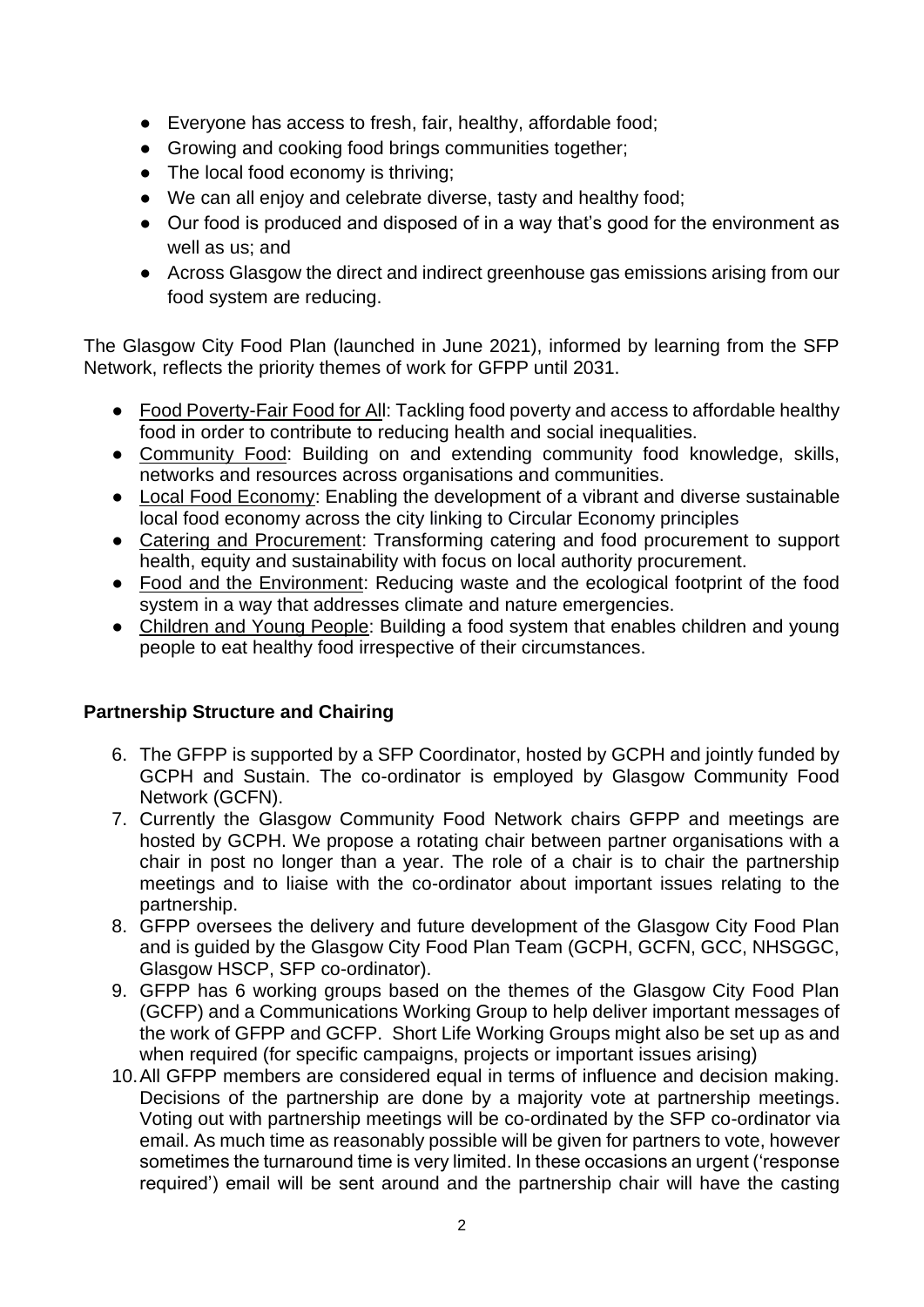- Everyone has access to fresh, fair, healthy, affordable food;
- Growing and cooking food brings communities together;
- The local food economy is thriving;
- We can all enjoy and celebrate diverse, tasty and healthy food;
- Our food is produced and disposed of in a way that's good for the environment as well as us; and
- Across Glasgow the direct and indirect greenhouse gas emissions arising from our food system are reducing.

The Glasgow City Food Plan (launched in June 2021), informed by learning from the SFP Network, reflects the priority themes of work for GFPP until 2031.

- Food Poverty-Fair Food for All: Tackling food poverty and access to affordable healthy food in order to contribute to reducing health and social inequalities.
- Community Food: Building on and extending community food knowledge, skills, networks and resources across organisations and communities.
- Local Food Economy: Enabling the development of a vibrant and diverse sustainable local food economy across the city linking to Circular Economy principles
- Catering and Procurement: Transforming catering and food procurement to support health, equity and sustainability with focus on local authority procurement.
- Food and the Environment: Reducing waste and the ecological footprint of the food system in a way that addresses climate and nature emergencies.
- Children and Young People: Building a food system that enables children and young people to eat healthy food irrespective of their circumstances.

**Partnership Structure and Chairing**

6. The GFPP is supported by a SFP Coordinator, hosted by GCPH and jointly funded by GCPH and Sustain. The co-ordinator is employed by Glasgow Community Food Network (GCFN).
7. Currently the Glasgow Community Food Network chairs GFPP and meetings are hosted by GCPH. We propose a rotating chair between partner organisations with a chair in post no longer than a year. The role of a chair is to chair the partnership meetings and to liaise with the co-ordinator about important issues relating to the partnership.
8. GFPP oversees the delivery and future development of the Glasgow City Food Plan and is guided by the Glasgow City Food Plan Team (GCPH, GCFN, GCC, NHSGGC, Glasgow HSCP, SFP co-ordinator).
9. GFPP has 6 working groups based on the themes of the Glasgow City Food Plan (GCFP) and a Communications Working Group to help deliver important messages of the work of GFPP and GCFP. Short Life Working Groups might also be set up as and when required (for specific campaigns, projects or important issues arising)
10. All GFPP members are considered equal in terms of influence and decision making. Decisions of the partnership are done by a majority vote at partnership meetings. Voting out with partnership meetings will be co-ordinated by the SFP co-ordinator via email. As much time as reasonably possible will be given for partners to vote, however sometimes the turnaround time is very limited. In these occasions an urgent ('response required') email will be sent around and the partnership chair will have the casting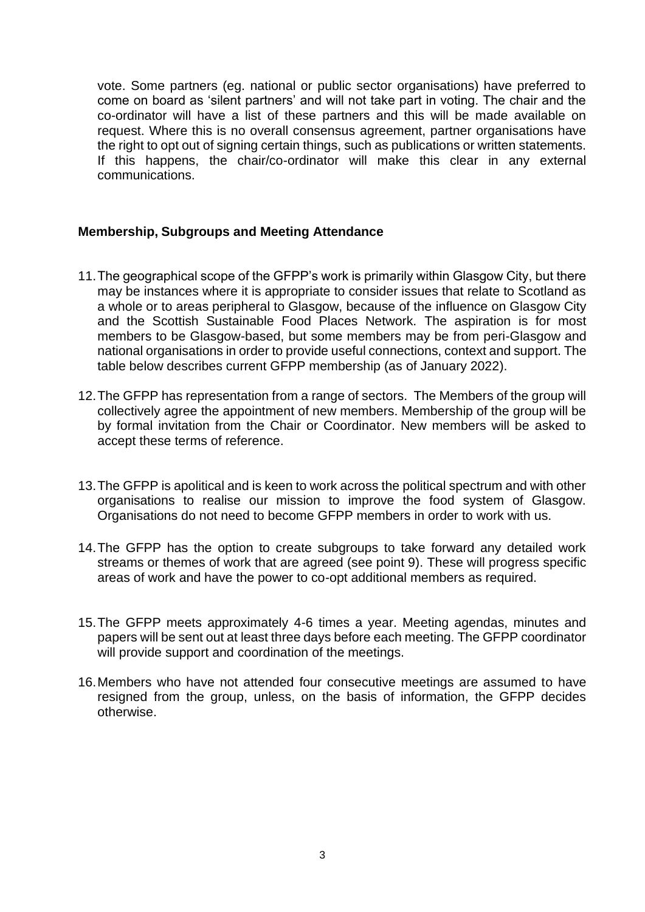vote. Some partners (eg. national or public sector organisations) have preferred to come on board as 'silent partners' and will not take part in voting. The chair and the co-ordinator will have a list of these partners and this will be made available on request. Where this is no overall consensus agreement, partner organisations have the right to opt out of signing certain things, such as publications or written statements. If this happens, the chair/co-ordinator will make this clear in any external communications.

**Membership, Subgroups and Meeting Attendance**

11. The geographical scope of the GFPP's work is primarily within Glasgow City, but there may be instances where it is appropriate to consider issues that relate to Scotland as a whole or to areas peripheral to Glasgow, because of the influence on Glasgow City and the Scottish Sustainable Food Places Network. The aspiration is for most members to be Glasgow-based, but some members may be from peri-Glasgow and national organisations in order to provide useful connections, context and support. The table below describes current GFPP membership (as of January 2022).

12. The GFPP has representation from a range of sectors. The Members of the group will collectively agree the appointment of new members. Membership of the group will be by formal invitation from the Chair or Coordinator. New members will be asked to accept these terms of reference.

13. The GFPP is apolitical and is keen to work across the political spectrum and with other organisations to realise our mission to improve the food system of Glasgow. Organisations do not need to become GFPP members in order to work with us.

14. The GFPP has the option to create subgroups to take forward any detailed work streams or themes of work that are agreed (see point 9). These will progress specific areas of work and have the power to co-opt additional members as required.

15. The GFPP meets approximately 4-6 times a year. Meeting agendas, minutes and papers will be sent out at least three days before each meeting. The GFPP coordinator will provide support and coordination of the meetings.

16. Members who have not attended four consecutive meetings are assumed to have resigned from the group, unless, on the basis of information, the GFPP decides otherwise.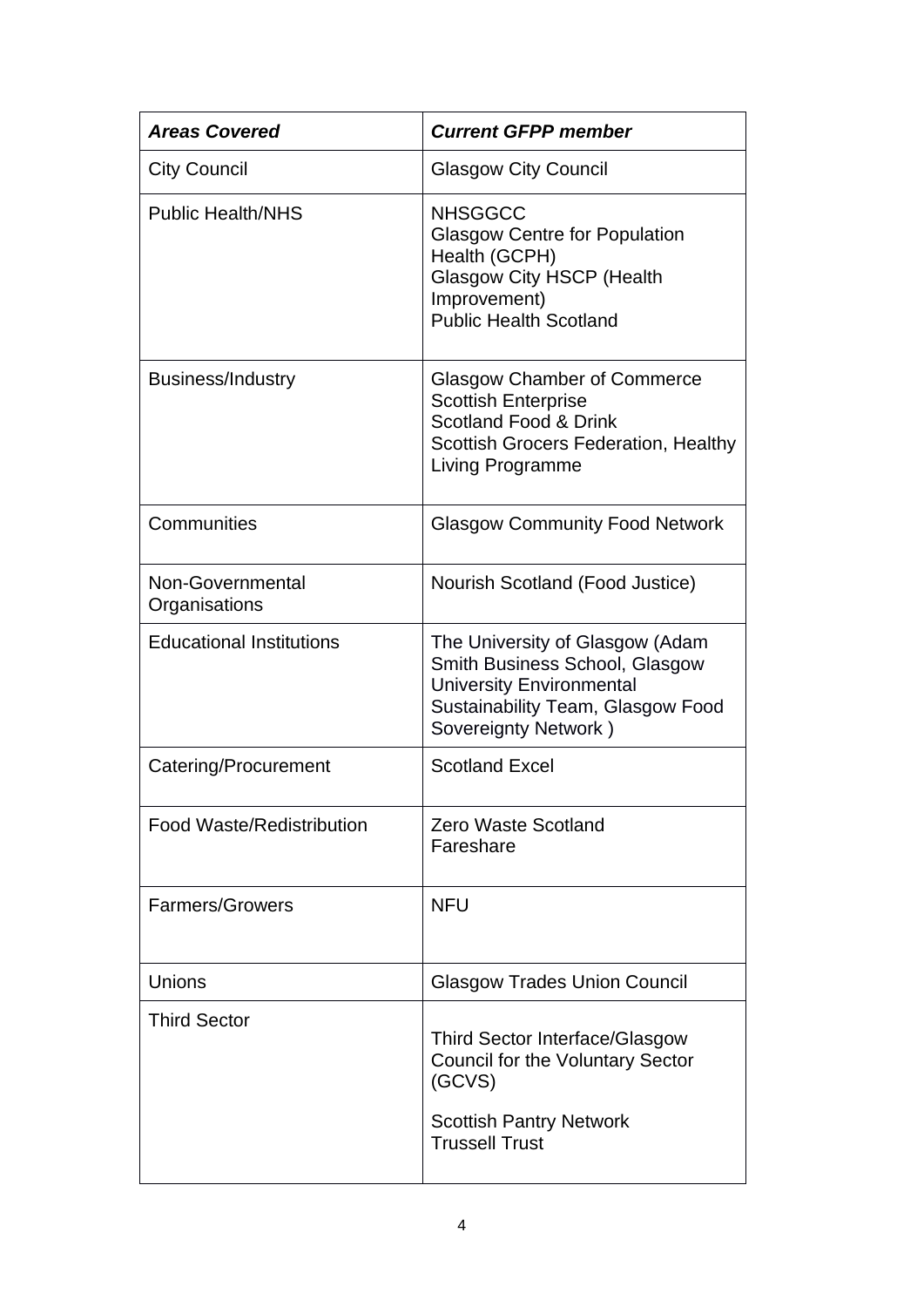| ***Areas Covered*** | ***Current GFPP member*** |
|---|---|
| City Council | Glasgow City Council |
| Public Health/NHS | NHSGGCC<br>Glasgow Centre for Population Health (GCPH)<br>Glasgow City HSCP (Health Improvement)<br>Public Health Scotland |
| Business/Industry | Glasgow Chamber of Commerce<br>Scottish Enterprise<br>Scotland Food & Drink<br>Scottish Grocers Federation, Healthy Living Programme |
| Communities | Glasgow Community Food Network |
| Non-Governmental Organisations | Nourish Scotland (Food Justice) |
| Educational Institutions | The University of Glasgow (Adam Smith Business School, Glasgow University Environmental Sustainability Team, Glasgow Food Sovereignty Network ) |
| Catering/Procurement | Scotland Excel |
| Food Waste/Redistribution | Zero Waste Scotland<br>Fareshare |
| Farmers/Growers | NFU |
| Unions | Glasgow Trades Union Council |
| Third Sector | Third Sector Interface/Glasgow Council for the Voluntary Sector (GCVS)<br><br>Scottish Pantry Network<br>Trussell Trust |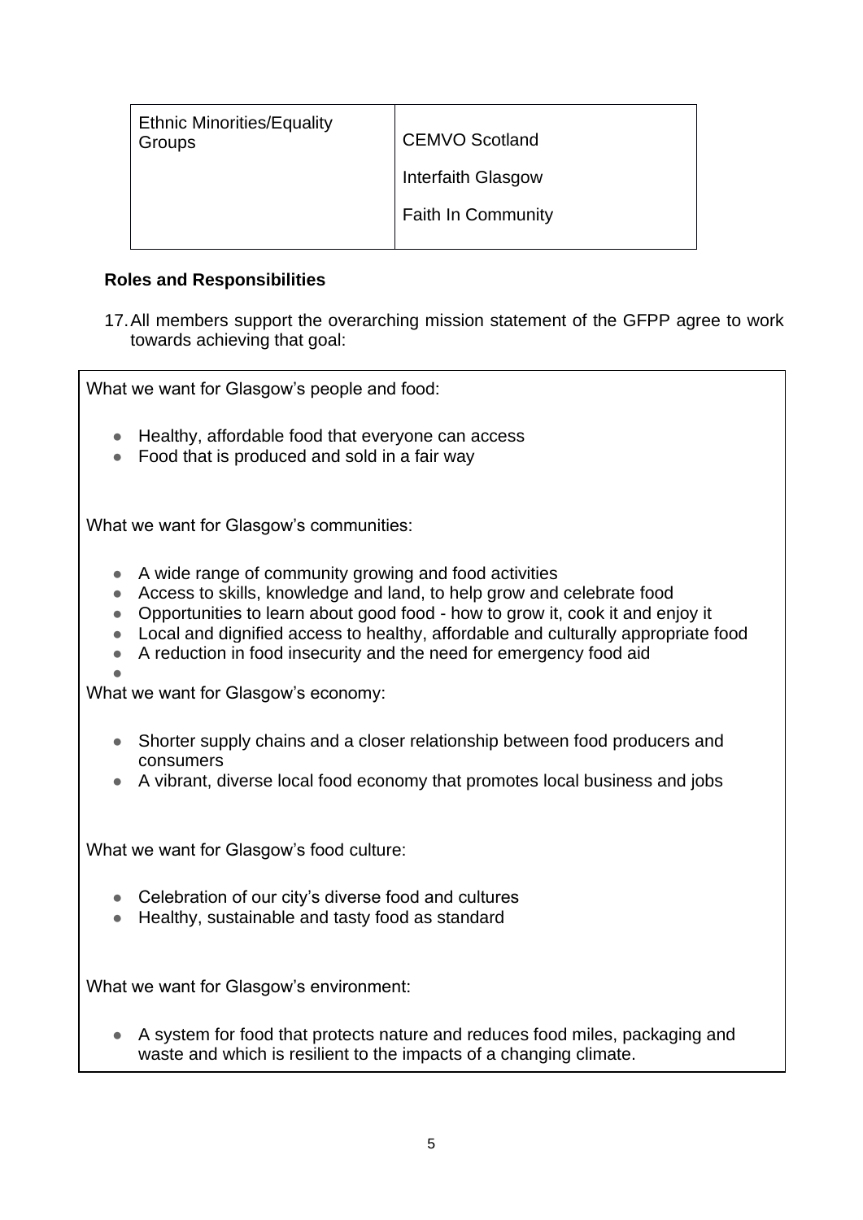| Ethnic Minorities/Equality Groups | CEMVO Scotland<br>Interfaith Glasgow<br>Faith In Community |
|---|---|

**Roles and Responsibilities**

17. All members support the overarching mission statement of the GFPP agree to work towards achieving that goal:

What we want for Glasgow's people and food:

- Healthy, affordable food that everyone can access
- Food that is produced and sold in a fair way

What we want for Glasgow's communities:

- A wide range of community growing and food activities
- Access to skills, knowledge and land, to help grow and celebrate food
- Opportunities to learn about good food - how to grow it, cook it and enjoy it
- Local and dignified access to healthy, affordable and culturally appropriate food
- A reduction in food insecurity and the need for emergency food aid

What we want for Glasgow's economy:

- Shorter supply chains and a closer relationship between food producers and consumers
- A vibrant, diverse local food economy that promotes local business and jobs

What we want for Glasgow's food culture:

- Celebration of our city's diverse food and cultures
- Healthy, sustainable and tasty food as standard

What we want for Glasgow's environment:

- A system for food that protects nature and reduces food miles, packaging and waste and which is resilient to the impacts of a changing climate.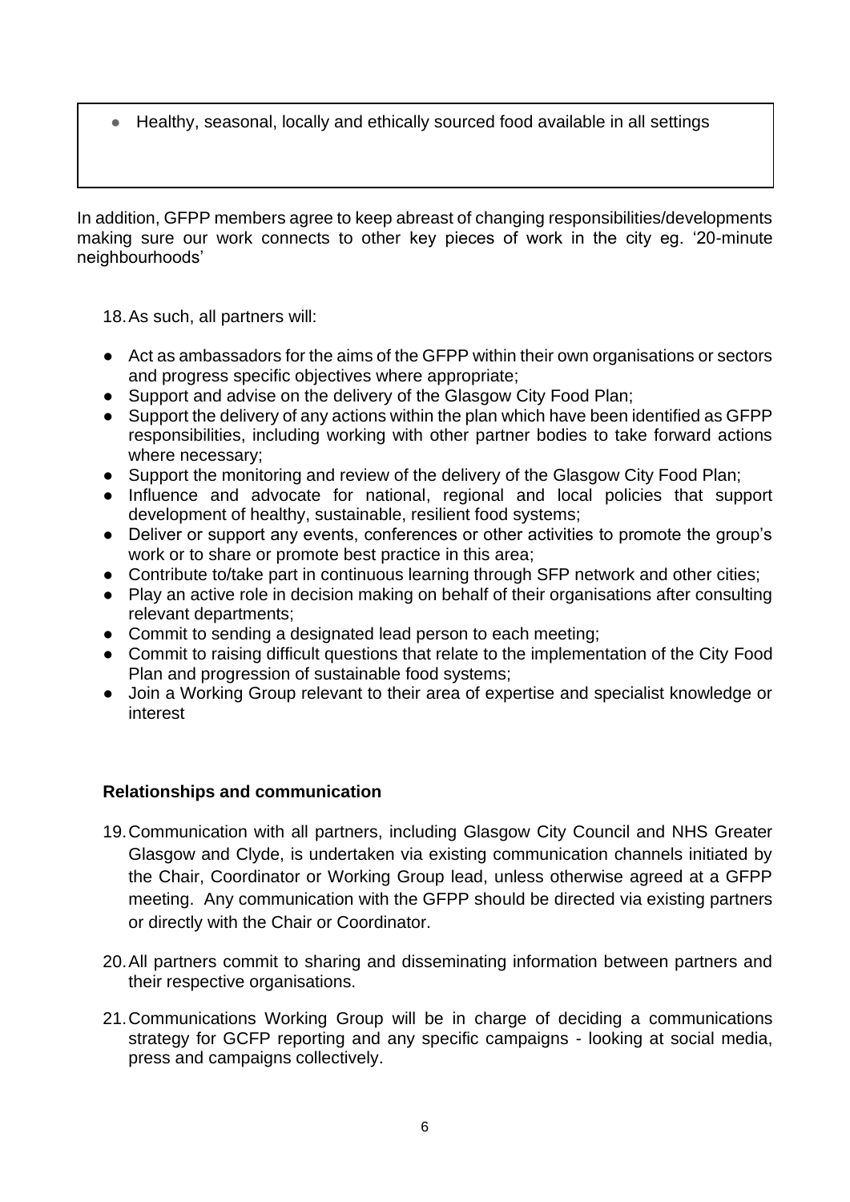- Healthy, seasonal, locally and ethically sourced food available in all settings

In addition, GFPP members agree to keep abreast of changing responsibilities/developments making sure our work connects to other key pieces of work in the city eg. '20-minute neighbourhoods'

18. As such, all partners will:

- Act as ambassadors for the aims of the GFPP within their own organisations or sectors and progress specific objectives where appropriate;
- Support and advise on the delivery of the Glasgow City Food Plan;
- Support the delivery of any actions within the plan which have been identified as GFPP responsibilities, including working with other partner bodies to take forward actions where necessary;
- Support the monitoring and review of the delivery of the Glasgow City Food Plan;
- Influence and advocate for national, regional and local policies that support development of healthy, sustainable, resilient food systems;
- Deliver or support any events, conferences or other activities to promote the group's work or to share or promote best practice in this area;
- Contribute to/take part in continuous learning through SFP network and other cities;
- Play an active role in decision making on behalf of their organisations after consulting relevant departments;
- Commit to sending a designated lead person to each meeting;
- Commit to raising difficult questions that relate to the implementation of the City Food Plan and progression of sustainable food systems;
- Join a Working Group relevant to their area of expertise and specialist knowledge or interest

**Relationships and communication**

19. Communication with all partners, including Glasgow City Council and NHS Greater Glasgow and Clyde, is undertaken via existing communication channels initiated by the Chair, Coordinator or Working Group lead, unless otherwise agreed at a GFPP meeting. Any communication with the GFPP should be directed via existing partners or directly with the Chair or Coordinator.

20. All partners commit to sharing and disseminating information between partners and their respective organisations.

21. Communications Working Group will be in charge of deciding a communications strategy for GCFP reporting and any specific campaigns - looking at social media, press and campaigns collectively.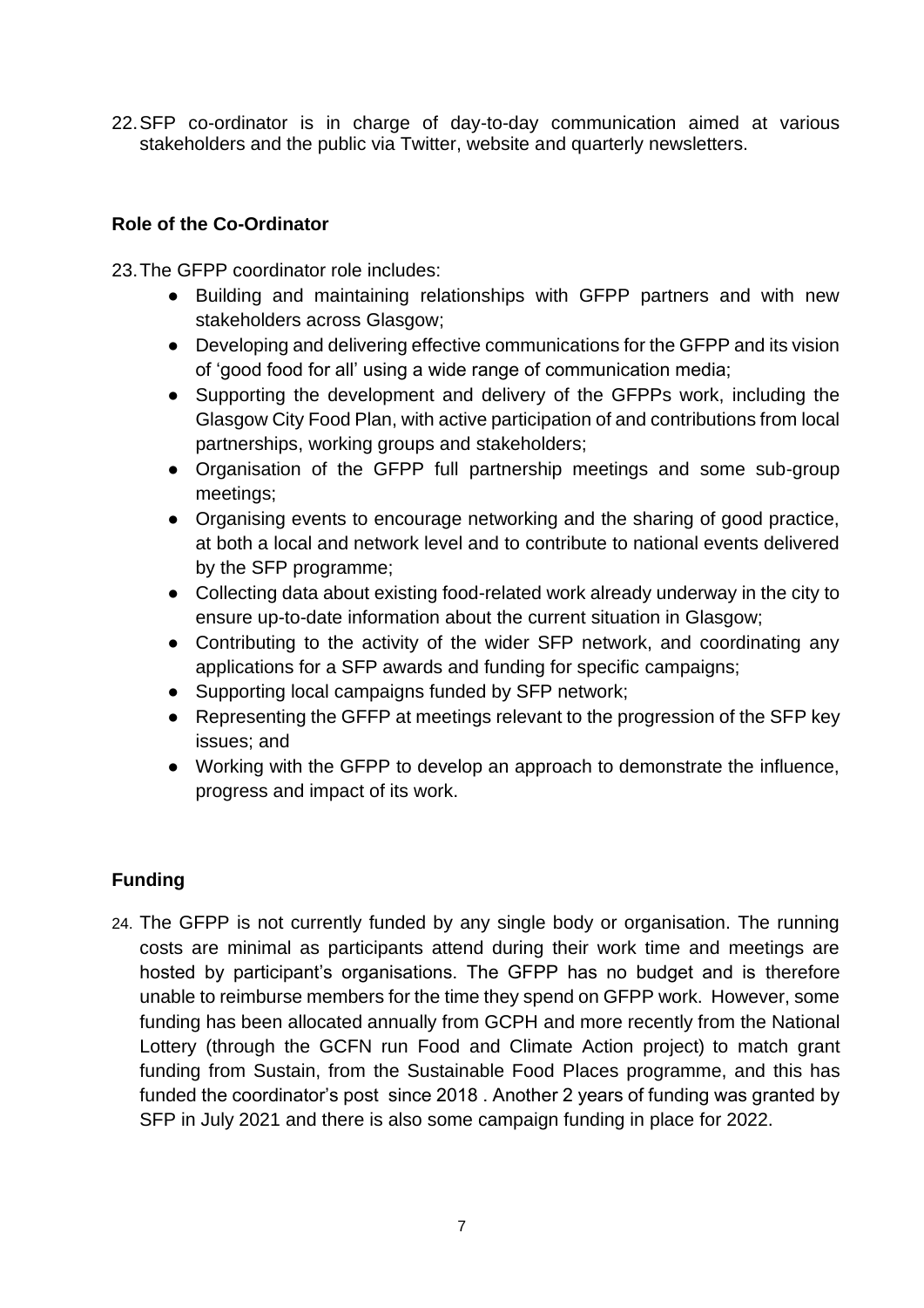22. SFP co-ordinator is in charge of day-to-day communication aimed at various stakeholders and the public via Twitter, website and quarterly newsletters.

### Role of the Co-Ordinator

23. The GFPP coordinator role includes:
    - Building and maintaining relationships with GFPP partners and with new stakeholders across Glasgow;
    - Developing and delivering effective communications for the GFPP and its vision of 'good food for all' using a wide range of communication media;
    - Supporting the development and delivery of the GFPPs work, including the Glasgow City Food Plan, with active participation of and contributions from local partnerships, working groups and stakeholders;
    - Organisation of the GFPP full partnership meetings and some sub-group meetings;
    - Organising events to encourage networking and the sharing of good practice, at both a local and network level and to contribute to national events delivered by the SFP programme;
    - Collecting data about existing food-related work already underway in the city to ensure up-to-date information about the current situation in Glasgow;
    - Contributing to the activity of the wider SFP network, and coordinating any applications for a SFP awards and funding for specific campaigns;
    - Supporting local campaigns funded by SFP network;
    - Representing the GFFP at meetings relevant to the progression of the SFP key issues; and
    - Working with the GFPP to develop an approach to demonstrate the influence, progress and impact of its work.

### Funding

24. The GFPP is not currently funded by any single body or organisation. The running costs are minimal as participants attend during their work time and meetings are hosted by participant's organisations. The GFPP has no budget and is therefore unable to reimburse members for the time they spend on GFPP work. However, some funding has been allocated annually from GCPH and more recently from the National Lottery (through the GCFN run Food and Climate Action project) to match grant funding from Sustain, from the Sustainable Food Places programme, and this has funded the coordinator's post since 2018 . Another 2 years of funding was granted by SFP in July 2021 and there is also some campaign funding in place for 2022.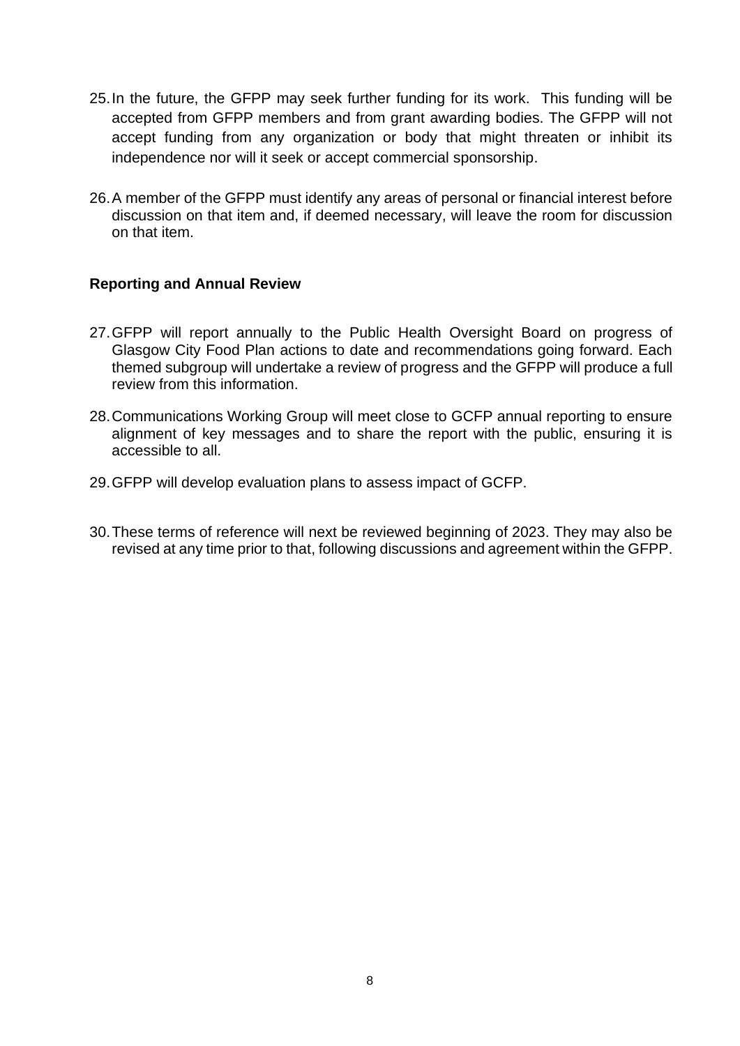25. In the future, the GFPP may seek further funding for its work. This funding will be accepted from GFPP members and from grant awarding bodies. The GFPP will not accept funding from any organization or body that might threaten or inhibit its independence nor will it seek or accept commercial sponsorship.

26. A member of the GFPP must identify any areas of personal or financial interest before discussion on that item and, if deemed necessary, will leave the room for discussion on that item.

**Reporting and Annual Review**

27. GFPP will report annually to the Public Health Oversight Board on progress of Glasgow City Food Plan actions to date and recommendations going forward. Each themed subgroup will undertake a review of progress and the GFPP will produce a full review from this information.

28. Communications Working Group will meet close to GCFP annual reporting to ensure alignment of key messages and to share the report with the public, ensuring it is accessible to all.

29. GFPP will develop evaluation plans to assess impact of GCFP.

30. These terms of reference will next be reviewed beginning of 2023. They may also be revised at any time prior to that, following discussions and agreement within the GFPP.